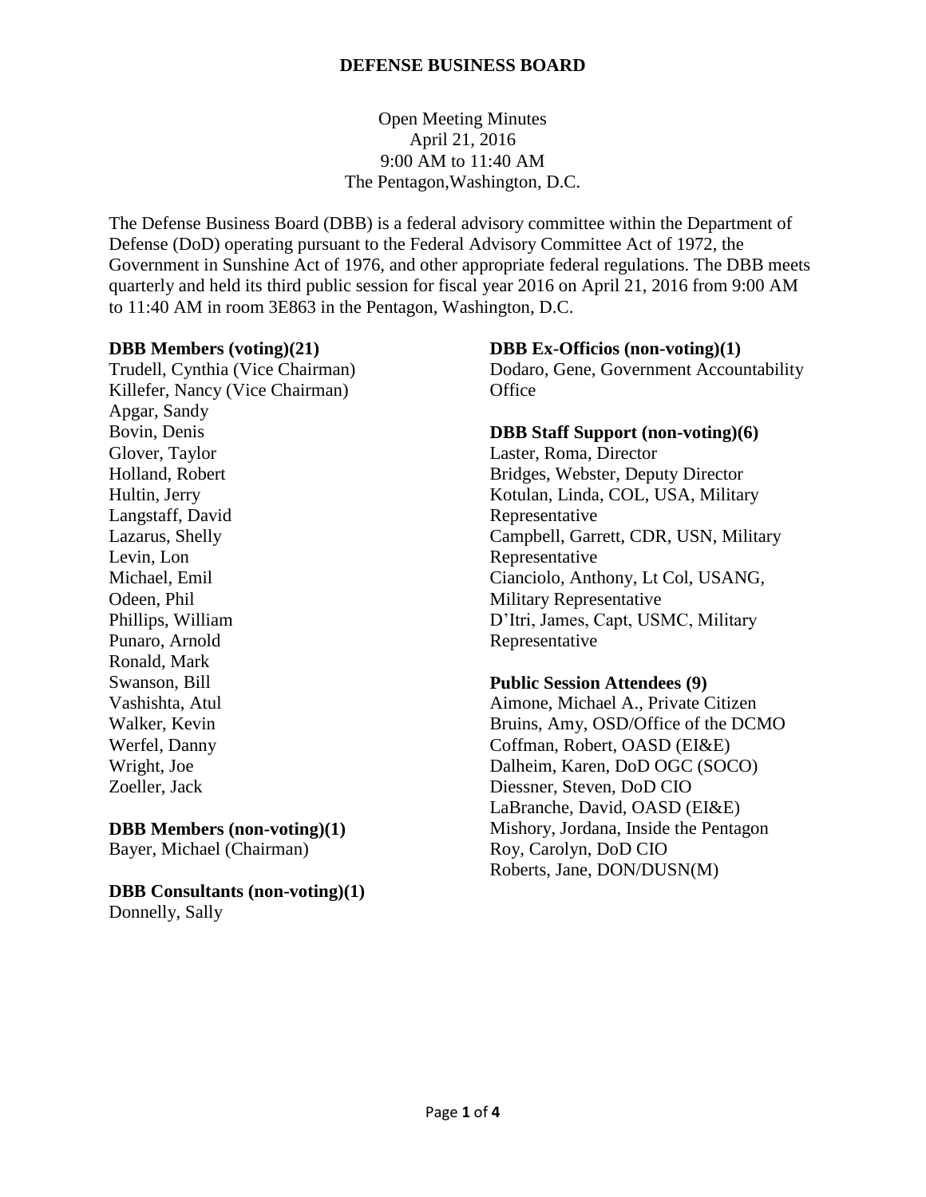# DEFENSE BUSINESS BOARD

Open Meeting Minutes
April 21, 2016
9:00 AM to 11:40 AM
The Pentagon,Washington, D.C.

The Defense Business Board (DBB) is a federal advisory committee within the Department of Defense (DoD) operating pursuant to the Federal Advisory Committee Act of 1972, the Government in Sunshine Act of 1976, and other appropriate federal regulations. The DBB meets quarterly and held its third public session for fiscal year 2016 on April 21, 2016 from 9:00 AM to 11:40 AM in room 3E863 in the Pentagon, Washington, D.C.

**DBB Members (voting)(21)**
Trudell, Cynthia (Vice Chairman)
Killefer, Nancy (Vice Chairman)
Apgar, Sandy
Bovin, Denis
Glover, Taylor
Holland, Robert
Hultin, Jerry
Langstaff, David
Lazarus, Shelly
Levin, Lon
Michael, Emil
Odeen, Phil
Phillips, William
Punaro, Arnold
Ronald, Mark
Swanson, Bill
Vashishta, Atul
Walker, Kevin
Werfel, Danny
Wright, Joe
Zoeller, Jack

**DBB Members (non-voting)(1)**
Bayer, Michael (Chairman)

**DBB Consultants (non-voting)(1)**
Donnelly, Sally

**DBB Ex-Officios (non-voting)(1)**
Dodaro, Gene, Government Accountability Office

**DBB Staff Support (non-voting)(6)**
Laster, Roma, Director
Bridges, Webster, Deputy Director
Kotulan, Linda, COL, USA, Military Representative
Campbell, Garrett, CDR, USN, Military Representative
Cianciolo, Anthony, Lt Col, USANG, Military Representative
D'Itri, James, Capt, USMC, Military Representative

**Public Session Attendees (9)**
Aimone, Michael A., Private Citizen
Bruins, Amy, OSD/Office of the DCMO
Coffman, Robert, OASD (EI&E)
Dalheim, Karen, DoD OGC (SOCO)
Diessner, Steven, DoD CIO
LaBranche, David, OASD (EI&E)
Mishory, Jordana, Inside the Pentagon
Roy, Carolyn, DoD CIO
Roberts, Jane, DON/DUSN(M)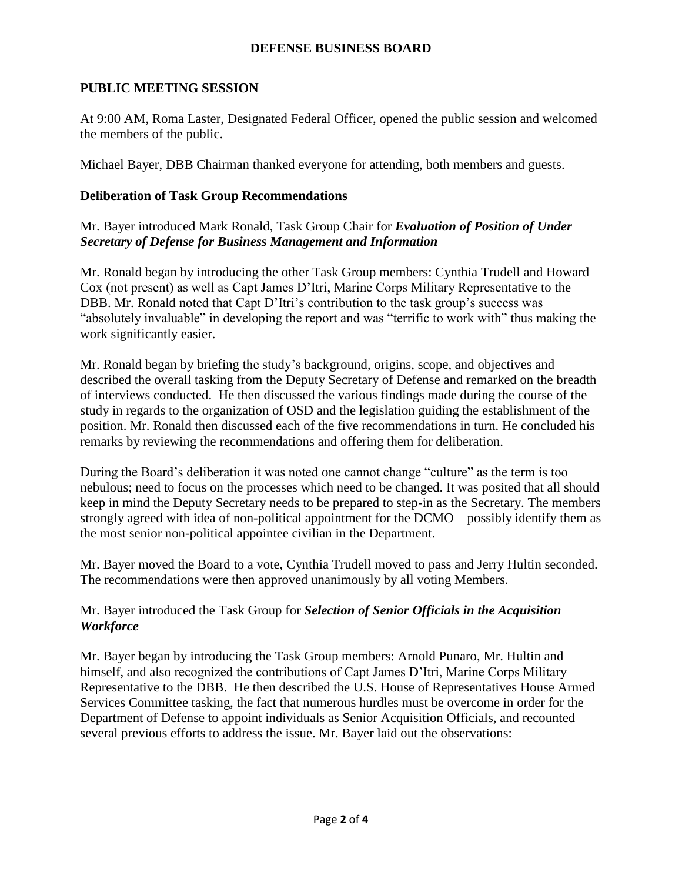## PUBLIC MEETING SESSION

At 9:00 AM, Roma Laster, Designated Federal Officer, opened the public session and welcomed the members of the public.

Michael Bayer, DBB Chairman thanked everyone for attending, both members and guests.

### Deliberation of Task Group Recommendations

Mr. Bayer introduced Mark Ronald, Task Group Chair for ***Evaluation of Position of Under Secretary of Defense for Business Management and Information***

Mr. Ronald began by introducing the other Task Group members: Cynthia Trudell and Howard Cox (not present) as well as Capt James D'Itri, Marine Corps Military Representative to the DBB. Mr. Ronald noted that Capt D'Itri's contribution to the task group's success was "absolutely invaluable" in developing the report and was "terrific to work with" thus making the work significantly easier.

Mr. Ronald began by briefing the study's background, origins, scope, and objectives and described the overall tasking from the Deputy Secretary of Defense and remarked on the breadth of interviews conducted. He then discussed the various findings made during the course of the study in regards to the organization of OSD and the legislation guiding the establishment of the position. Mr. Ronald then discussed each of the five recommendations in turn. He concluded his remarks by reviewing the recommendations and offering them for deliberation.

During the Board's deliberation it was noted one cannot change "culture" as the term is too nebulous; need to focus on the processes which need to be changed. It was posited that all should keep in mind the Deputy Secretary needs to be prepared to step-in as the Secretary. The members strongly agreed with idea of non-political appointment for the DCMO – possibly identify them as the most senior non-political appointee civilian in the Department.

Mr. Bayer moved the Board to a vote, Cynthia Trudell moved to pass and Jerry Hultin seconded. The recommendations were then approved unanimously by all voting Members.

Mr. Bayer introduced the Task Group for ***Selection of Senior Officials in the Acquisition Workforce***

Mr. Bayer began by introducing the Task Group members: Arnold Punaro, Mr. Hultin and himself, and also recognized the contributions of Capt James D'Itri, Marine Corps Military Representative to the DBB. He then described the U.S. House of Representatives House Armed Services Committee tasking, the fact that numerous hurdles must be overcome in order for the Department of Defense to appoint individuals as Senior Acquisition Officials, and recounted several previous efforts to address the issue. Mr. Bayer laid out the observations: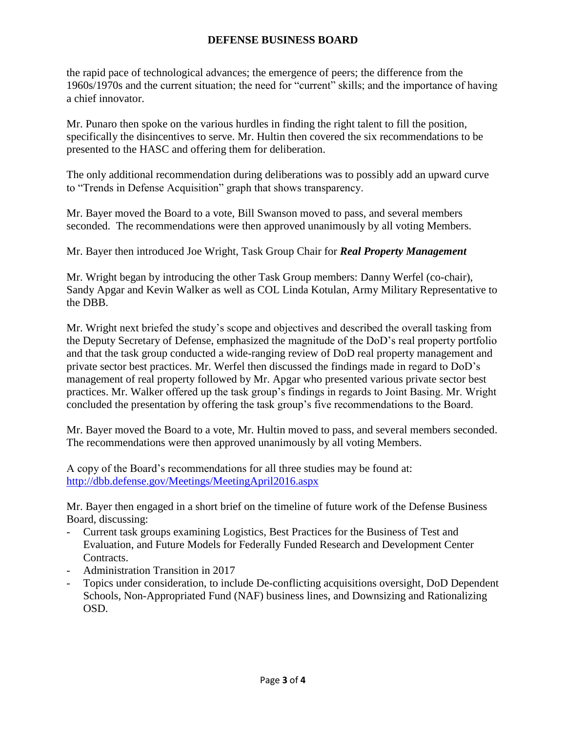the rapid pace of technological advances; the emergence of peers; the difference from the 1960s/1970s and the current situation; the need for "current" skills; and the importance of having a chief innovator.

Mr. Punaro then spoke on the various hurdles in finding the right talent to fill the position, specifically the disincentives to serve. Mr. Hultin then covered the six recommendations to be presented to the HASC and offering them for deliberation.

The only additional recommendation during deliberations was to possibly add an upward curve to "Trends in Defense Acquisition" graph that shows transparency.

Mr. Bayer moved the Board to a vote, Bill Swanson moved to pass, and several members seconded. The recommendations were then approved unanimously by all voting Members.

Mr. Bayer then introduced Joe Wright, Task Group Chair for ***Real Property Management***

Mr. Wright began by introducing the other Task Group members: Danny Werfel (co-chair), Sandy Apgar and Kevin Walker as well as COL Linda Kotulan, Army Military Representative to the DBB.

Mr. Wright next briefed the study's scope and objectives and described the overall tasking from the Deputy Secretary of Defense, emphasized the magnitude of the DoD's real property portfolio and that the task group conducted a wide-ranging review of DoD real property management and private sector best practices. Mr. Werfel then discussed the findings made in regard to DoD's management of real property followed by Mr. Apgar who presented various private sector best practices. Mr. Walker offered up the task group's findings in regards to Joint Basing. Mr. Wright concluded the presentation by offering the task group's five recommendations to the Board.

Mr. Bayer moved the Board to a vote, Mr. Hultin moved to pass, and several members seconded. The recommendations were then approved unanimously by all voting Members.

A copy of the Board's recommendations for all three studies may be found at: [http://dbb.defense.gov/Meetings/MeetingApril2016.aspx](http://dbb.defense.gov/Meetings/MeetingApril2016.aspx)

Mr. Bayer then engaged in a short brief on the timeline of future work of the Defense Business Board, discussing:

- Current task groups examining Logistics, Best Practices for the Business of Test and Evaluation, and Future Models for Federally Funded Research and Development Center Contracts.
- Administration Transition in 2017
- Topics under consideration, to include De-conflicting acquisitions oversight, DoD Dependent Schools, Non-Appropriated Fund (NAF) business lines, and Downsizing and Rationalizing OSD.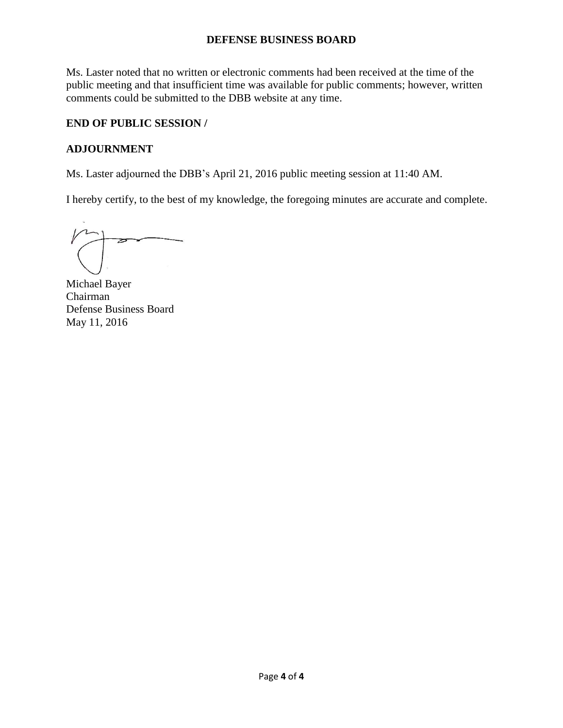Ms. Laster noted that no written or electronic comments had been received at the time of the public meeting and that insufficient time was available for public comments; however, written comments could be submitted to the DBB website at any time.

**END OF PUBLIC SESSION /**

**ADJOURNMENT**

Ms. Laster adjourned the DBB's April 21, 2016 public meeting session at 11:40 AM.

I hereby certify, to the best of my knowledge, the foregoing minutes are accurate and complete.

Michael Bayer
Chairman
Defense Business Board
May 11, 2016